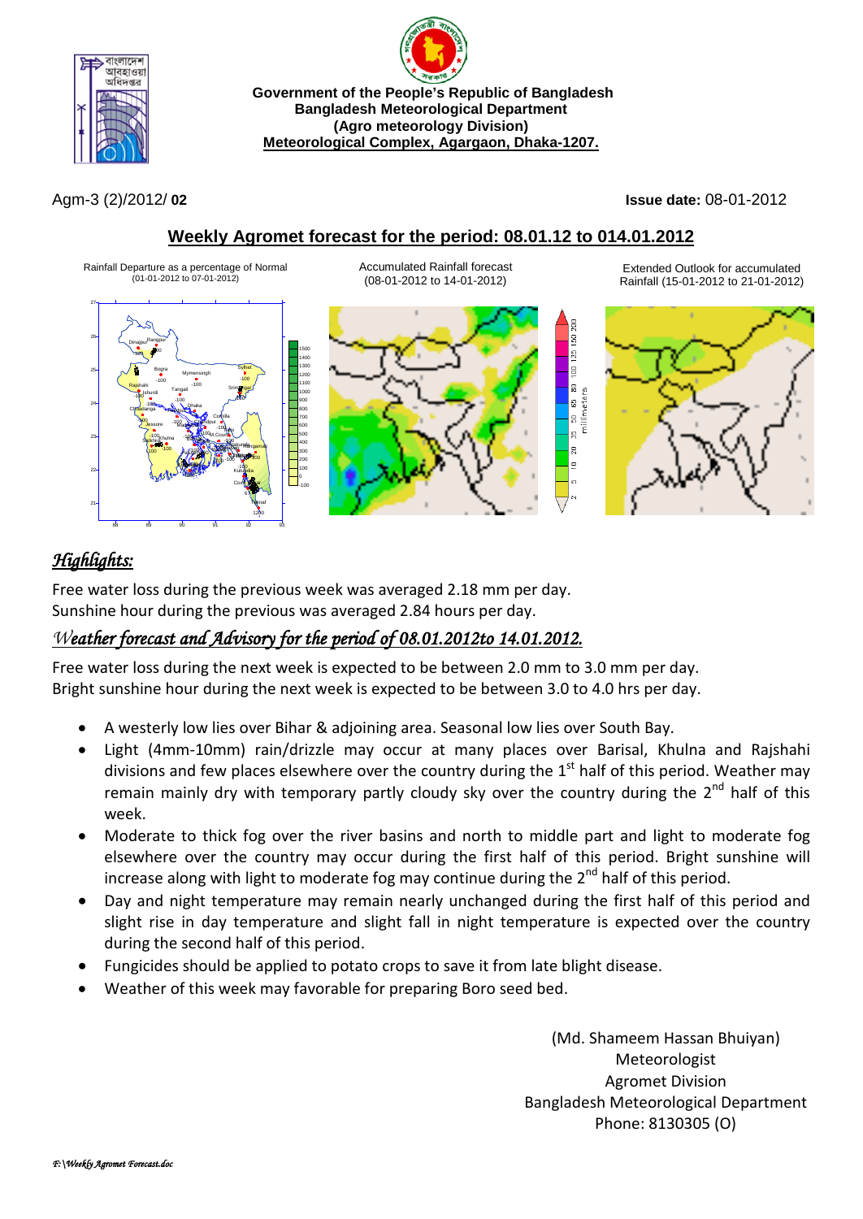Government of the People's Republic of Bangladesh
**Bangladesh Meteorological Department**
**(Agro meteorology Division)**
**Meteorological Complex, Agargaon, Dhaka-1207.**

Agm-3 (2)/2012/ **02** **Issue date:** 08-01-2012

## Weekly Agromet forecast for the period: 08.01.12 to 014.01.2012

Rainfall Departure as a percentage of Normal (01-01-2012 to 07-01-2012)

Accumulated Rainfall forecast (08-01-2012 to 14-01-2012)

Extended Outlook for accumulated Rainfall (15-01-2012 to 21-01-2012)

### *Highlights:*

Free water loss during the previous week was averaged 2.18 mm per day.
Sunshine hour during the previous was averaged 2.84 hours per day.

### *Weather forecast and Advisory for the period of 08.01.2012to 14.01.2012.*

Free water loss during the next week is expected to be between 2.0 mm to 3.0 mm per day.
Bright sunshine hour during the next week is expected to be between 3.0 to 4.0 hrs per day.

- A westerly low lies over Bihar & adjoining area. Seasonal low lies over South Bay.
- Light (4mm-10mm) rain/drizzle may occur at many places over Barisal, Khulna and Rajshahi divisions and few places elsewhere over the country during the 1st half of this period. Weather may remain mainly dry with temporary partly cloudy sky over the country during the 2nd half of this week.
- Moderate to thick fog over the river basins and north to middle part and light to moderate fog elsewhere over the country may occur during the first half of this period. Bright sunshine will increase along with light to moderate fog may continue during the 2nd half of this period.
- Day and night temperature may remain nearly unchanged during the first half of this period and slight rise in day temperature and slight fall in night temperature is expected over the country during the second half of this period.
- Fungicides should be applied to potato crops to save it from late blight disease.
- Weather of this week may favorable for preparing Boro seed bed.

(Md. Shameem Hassan Bhuiyan)
Meteorologist
Agromet Division
Bangladesh Meteorological Department
Phone: 8130305 (O)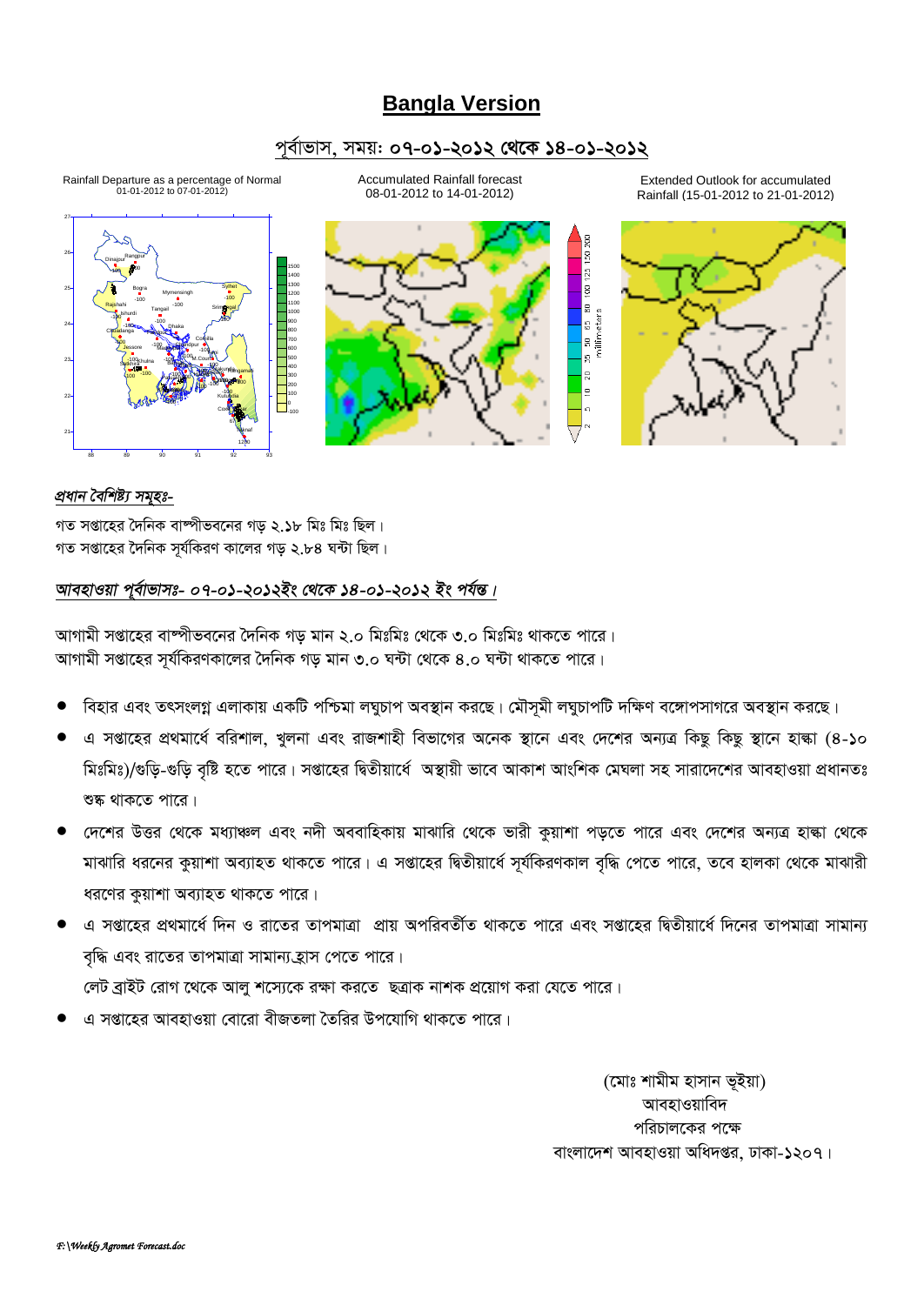# Bangla Version

## পূর্বাভাস, সময়: ০৭-০১-২০১২ থেকে ১৪-০১-২০১২

Rainfall Departure as a percentage of Normal 01-01-2012 to 07-01-2012)

Accumulated Rainfall forecast 08-01-2012 to 14-01-2012)

Extended Outlook for accumulated Rainfall (15-01-2012 to 21-01-2012)

*প্রধান বৈশিষ্ট্য সমূহঃ-*

গত সপ্তাহের দৈনিক বাষ্পীভবনের গড় ২.১৮ মিঃ মিঃ ছিল।
গত সপ্তাহের দৈনিক সূর্যকিরণ কালের গড় ২.৮৪ ঘন্টা ছিল।

*আবহাওয়া পূর্বাভাসঃ- ০৭-০১-২০১২ইং থেকে ১৪-০১-২০১২ ইং পর্যন্ত।*

আগামী সপ্তাহের বাষ্পীভবনের দৈনিক গড় মান ২.০ মিঃমিঃ থেকে ৩.০ মিঃমিঃ থাকতে পারে।
আগামী সপ্তাহের সূর্যকিরণকালের দৈনিক গড় মান ৩.০ ঘন্টা থেকে ৪.০ ঘন্টা থাকতে পারে।

- বিহার এবং তৎসংলগ্ন এলাকায় একটি পশ্চিমা লঘুচাপ অবস্থান করছে। মৌসুমী লঘুচাপটি দক্ষিণ বঙ্গোপসাগরে অবস্থান করছে।
- এ সপ্তাহের প্রথমার্ধে বরিশাল, খুলনা এবং রাজশাহী বিভাগের অনেক স্থানে এবং দেশের অন্যত্র কিছু কিছু স্থানে হাল্কা (৪-১০ মিঃমিঃ)/গুড়ি-গুড়ি বৃষ্টি হতে পারে। সপ্তাহের দ্বিতীয়ার্ধে অস্থায়ী ভাবে আকাশ আংশিক মেঘলা সহ সারাদেশের আবহাওয়া প্রধানতঃ শুষ্ক থাকতে পারে।
- দেশের উত্তর থেকে মধ্যাঞ্চল এবং নদী অববাহিকায় মাঝারি থেকে ভারী কুয়াশা পড়তে পারে এবং দেশের অন্যত্র হাল্কা থেকে মাঝারি ধরনের কুয়াশা অব্যাহত থাকতে পারে। এ সপ্তাহের দ্বিতীয়ার্ধে সূর্যকিরণকাল বৃদ্ধি পেতে পারে, তবে হালকা থেকে মাঝারী ধরণের কুয়াশা অব্যাহত থাকতে পারে।
- এ সপ্তাহের প্রথমার্ধে দিন ও রাতের তাপমাত্রা প্রায় অপরিবর্তীত থাকতে পারে এবং সপ্তাহের দ্বিতীয়ার্ধে দিনের তাপমাত্রা সামান্য বৃদ্ধি এবং রাতের তাপমাত্রা সামান্য হ্রাস পেতে পারে।
  লেট ব্রাইট রোগ থেকে আলু শস্যেকে রক্ষা করতে ছত্রাক নাশক প্রয়োগ করা যেতে পারে।
- এ সপ্তাহের আবহাওয়া বোরো বীজতলা তৈরির উপযোগি থাকতে পারে।

(মোঃ শামীম হাসান ভূইয়া)
আবহাওয়াবিদ
পরিচালকের পক্ষে
বাংলাদেশ আবহাওয়া অধিদপ্তর, ঢাকা-১২০৭।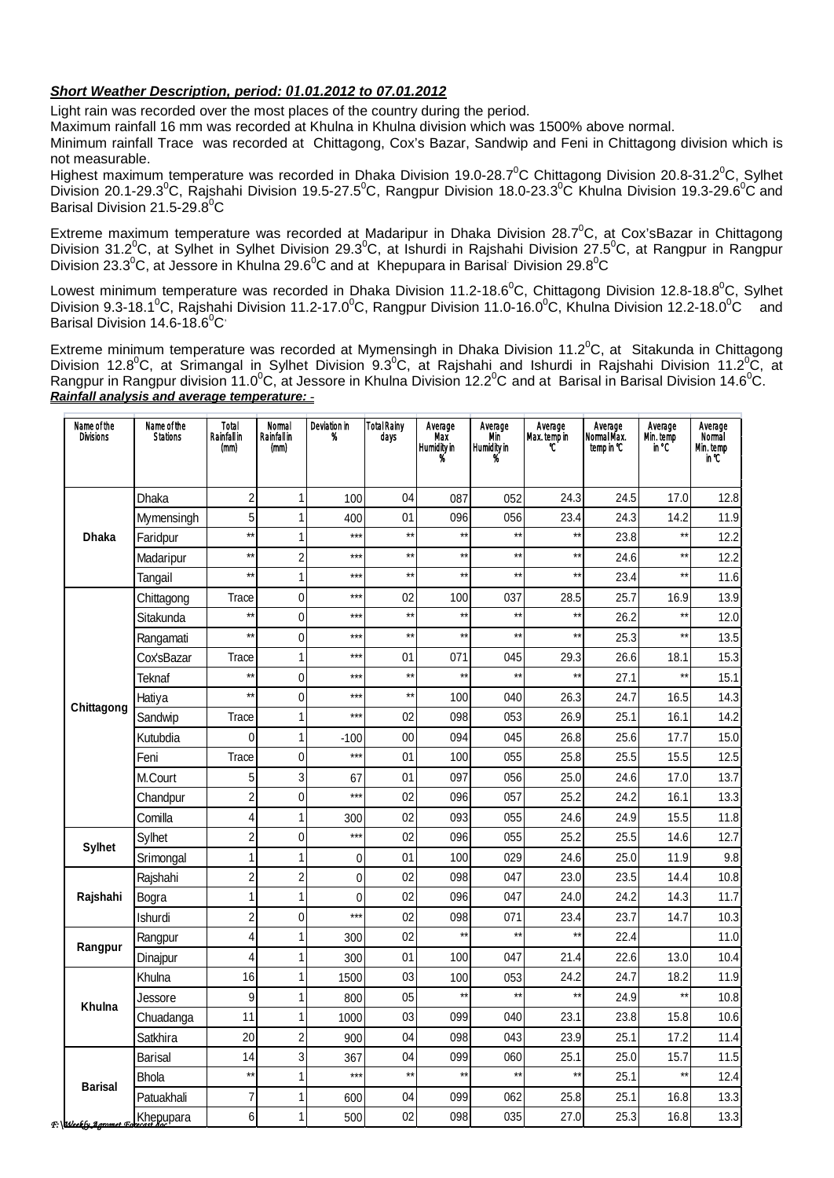***Short Weather Description, period: 01.01.2012 to 07.01.2012***

Light rain was recorded over the most places of the country during the period.

Maximum rainfall 16 mm was recorded at Khulna in Khulna division which was 1500% above normal.

Minimum rainfall Trace was recorded at Chittagong, Cox's Bazar, Sandwip and Feni in Chittagong division which is not measurable.

Highest maximum temperature was recorded in Dhaka Division 19.0-28.7$^0$C Chittagong Division 20.8-31.2$^0$C, Sylhet Division 20.1-29.3$^0$C, Rajshahi Division 19.5-27.5$^0$C, Rangpur Division 18.0-23.3$^0$C Khulna Division 19.3-29.6$^0$C and Barisal Division 21.5-29.8$^0$C

Extreme maximum temperature was recorded at Madaripur in Dhaka Division 28.7$^0$C, at Cox'sBazar in Chittagong Division 31.2$^0$C, at Sylhet in Sylhet Division 29.3$^0$C, at Ishurdi in Rajshahi Division 27.5$^0$C, at Rangpur in Rangpur Division 23.3$^0$C, at Jessore in Khulna 29.6$^0$C and at Khepupara in Barisal Division 29.8$^0$C

Lowest minimum temperature was recorded in Dhaka Division 11.2-18.6$^0$C, Chittagong Division 12.8-18.8$^0$C, Sylhet Division 9.3-18.1$^0$C, Rajshahi Division 11.2-17.0$^0$C, Rangpur Division 11.0-16.0$^0$C, Khulna Division 12.2-18.0$^0$C and Barisal Division 14.6-18.6$^0$C.

Extreme minimum temperature was recorded at Mymensingh in Dhaka Division 11.2$^0$C, at Sitakunda in Chittagong Division 12.8$^0$C, at Srimangal in Sylhet Division 9.3$^0$C, at Rajshahi and Ishurdi in Rajshahi Division 11.2$^0$C, at Rangpur in Rangpur division 11.0$^0$C, at Jessore in Khulna Division 12.2$^0$C and at Barisal in Barisal Division 14.6$^0$C.

***Rainfall analysis and average temperature: -***

| Name of the Divisions | Name of the Stations | Total Rainfall in (mm) | Normal Rainfall in (mm) | Deviation in % | Total Rainy days | Average Max Humidity in % | Average Min Humidity in % | Average Max. temp in ℃ | Average Normal Max. temp in ℃ | Average Min. temp in °C | Average Normal Min. temp in ℃ |
|---|---|---|---|---|---|---|---|---|---|---|---|
| Dhaka | Dhaka | 2 | 1 | 100 | 04 | 087 | 052 | 24.3 | 24.5 | 17.0 | 12.8 |
| | Mymensingh | 5 | 1 | 400 | 01 | 096 | 056 | 23.4 | 24.3 | 14.2 | 11.9 |
| | Faridpur | ** | 1 | *** | ** | ** | ** | ** | 23.8 | ** | 12.2 |
| | Madaripur | ** | 2 | *** | ** | ** | ** | ** | 24.6 | ** | 12.2 |
| | Tangail | ** | 1 | *** | ** | ** | ** | ** | 23.4 | ** | 11.6 |
| Chittagong | Chittagong | Trace | 0 | *** | 02 | 100 | 037 | 28.5 | 25.7 | 16.9 | 13.9 |
| | Sitakunda | ** | 0 | *** | ** | ** | ** | ** | 26.2 | ** | 12.0 |
| | Rangamati | ** | 0 | *** | ** | ** | ** | ** | 25.3 | ** | 13.5 |
| | Cox'sBazar | Trace | 1 | *** | 01 | 071 | 045 | 29.3 | 26.6 | 18.1 | 15.3 |
| | Teknaf | ** | 0 | *** | ** | ** | ** | ** | 27.1 | ** | 15.1 |
| | Hatiya | ** | 0 | *** | ** | 100 | 040 | 26.3 | 24.7 | 16.5 | 14.3 |
| | Sandwip | Trace | 1 | *** | 02 | 098 | 053 | 26.9 | 25.1 | 16.1 | 14.2 |
| | Kutubdia | 0 | 1 | -100 | 00 | 094 | 045 | 26.8 | 25.6 | 17.7 | 15.0 |
| | Feni | Trace | 0 | *** | 01 | 100 | 055 | 25.8 | 25.5 | 15.5 | 12.5 |
| | M.Court | 5 | 3 | 67 | 01 | 097 | 056 | 25.0 | 24.6 | 17.0 | 13.7 |
| | Chandpur | 2 | 0 | *** | 02 | 096 | 057 | 25.2 | 24.2 | 16.1 | 13.3 |
| | Comilla | 4 | 1 | 300 | 02 | 093 | 055 | 24.6 | 24.9 | 15.5 | 11.8 |
| Sylhet | Sylhet | 2 | 0 | *** | 02 | 096 | 055 | 25.2 | 25.5 | 14.6 | 12.7 |
| | Srimongal | 1 | 1 | 0 | 01 | 100 | 029 | 24.6 | 25.0 | 11.9 | 9.8 |
| Rajshahi | Rajshahi | 2 | 2 | 0 | 02 | 098 | 047 | 23.0 | 23.5 | 14.4 | 10.8 |
| | Bogra | 1 | 1 | 0 | 02 | 096 | 047 | 24.0 | 24.2 | 14.3 | 11.7 |
| | Ishurdi | 2 | 0 | *** | 02 | 098 | 071 | 23.4 | 23.7 | 14.7 | 10.3 |
| Rangpur | Rangpur | 4 | 1 | 300 | 02 | ** | ** | ** | 22.4 | | 11.0 |
| | Dinajpur | 4 | 1 | 300 | 01 | 100 | 047 | 21.4 | 22.6 | 13.0 | 10.4 |
| Khulna | Khulna | 16 | 1 | 1500 | 03 | 100 | 053 | 24.2 | 24.7 | 18.2 | 11.9 |
| | Jessore | 9 | 1 | 800 | 05 | ** | ** | ** | 24.9 | ** | 10.8 |
| | Chuadanga | 11 | 1 | 1000 | 03 | 099 | 040 | 23.1 | 23.8 | 15.8 | 10.6 |
| | Satkhira | 20 | 2 | 900 | 04 | 098 | 043 | 23.9 | 25.1 | 17.2 | 11.4 |
| Barisal | Barisal | 14 | 3 | 367 | 04 | 099 | 060 | 25.1 | 25.0 | 15.7 | 11.5 |
| | Bhola | ** | 1 | *** | ** | ** | ** | ** | 25.1 | ** | 12.4 |
| | Patuakhali | 7 | 1 | 600 | 04 | 099 | 062 | 25.8 | 25.1 | 16.8 | 13.3 |
| | Khepupara | 6 | 1 | 500 | 02 | 098 | 035 | 27.0 | 25.3 | 16.8 | 13.3 |